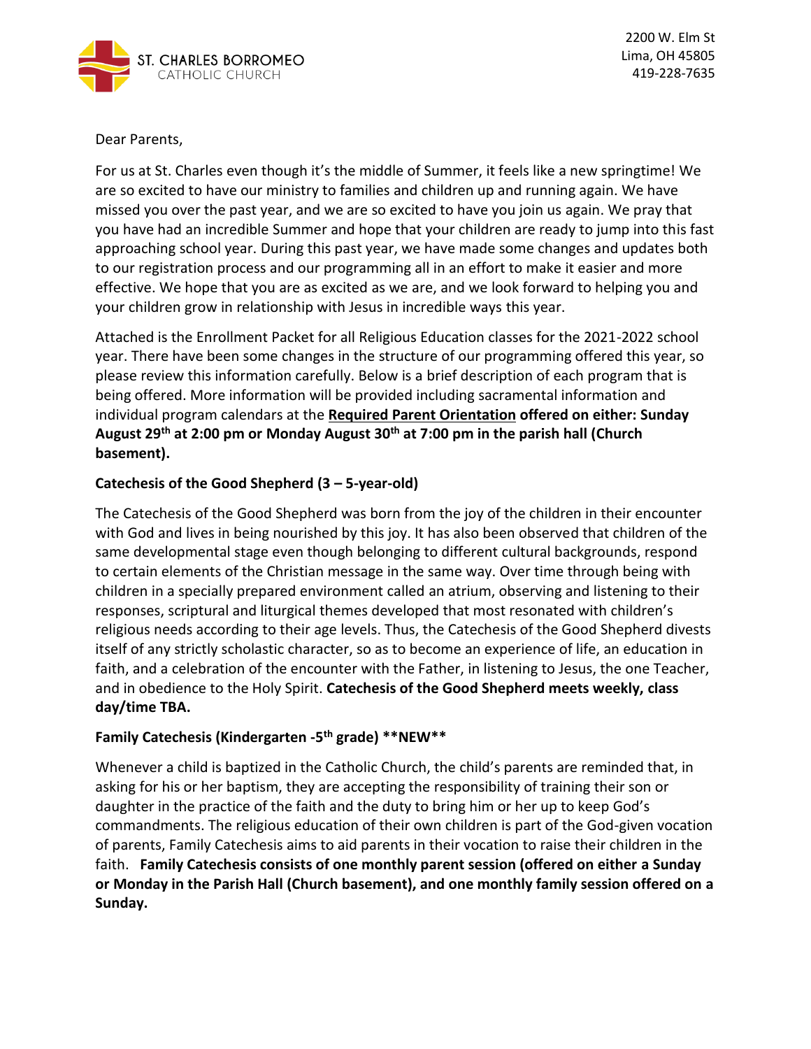ST. CHARLES BORROMEO
CATHOLIC CHURCH

2200 W. Elm St
Lima, OH 45805
419-228-7635

Dear Parents,

For us at St. Charles even though it's the middle of Summer, it feels like a new springtime! We are so excited to have our ministry to families and children up and running again. We have missed you over the past year, and we are so excited to have you join us again. We pray that you have had an incredible Summer and hope that your children are ready to jump into this fast approaching school year. During this past year, we have made some changes and updates both to our registration process and our programming all in an effort to make it easier and more effective. We hope that you are as excited as we are, and we look forward to helping you and your children grow in relationship with Jesus in incredible ways this year.

Attached is the Enrollment Packet for all Religious Education classes for the 2021-2022 school year. There have been some changes in the structure of our programming offered this year, so please review this information carefully. Below is a brief description of each program that is being offered. More information will be provided including sacramental information and individual program calendars at the **Required Parent Orientation** **offered on either: Sunday August 29th at 2:00 pm or Monday August 30th at 7:00 pm in the parish hall (Church basement).**

**Catechesis of the Good Shepherd (3 – 5-year-old)**

The Catechesis of the Good Shepherd was born from the joy of the children in their encounter with God and lives in being nourished by this joy. It has also been observed that children of the same developmental stage even though belonging to different cultural backgrounds, respond to certain elements of the Christian message in the same way. Over time through being with children in a specially prepared environment called an atrium, observing and listening to their responses, scriptural and liturgical themes developed that most resonated with children's religious needs according to their age levels. Thus, the Catechesis of the Good Shepherd divests itself of any strictly scholastic character, so as to become an experience of life, an education in faith, and a celebration of the encounter with the Father, in listening to Jesus, the one Teacher, and in obedience to the Holy Spirit. **Catechesis of the Good Shepherd meets weekly, class day/time TBA.**

**Family Catechesis (Kindergarten -5th grade) \*\*NEW\*\***

Whenever a child is baptized in the Catholic Church, the child's parents are reminded that, in asking for his or her baptism, they are accepting the responsibility of training their son or daughter in the practice of the faith and the duty to bring him or her up to keep God's commandments. The religious education of their own children is part of the God-given vocation of parents, Family Catechesis aims to aid parents in their vocation to raise their children in the faith. **Family Catechesis consists of one monthly parent session (offered on either a Sunday or Monday in the Parish Hall (Church basement), and one monthly family session offered on a Sunday.**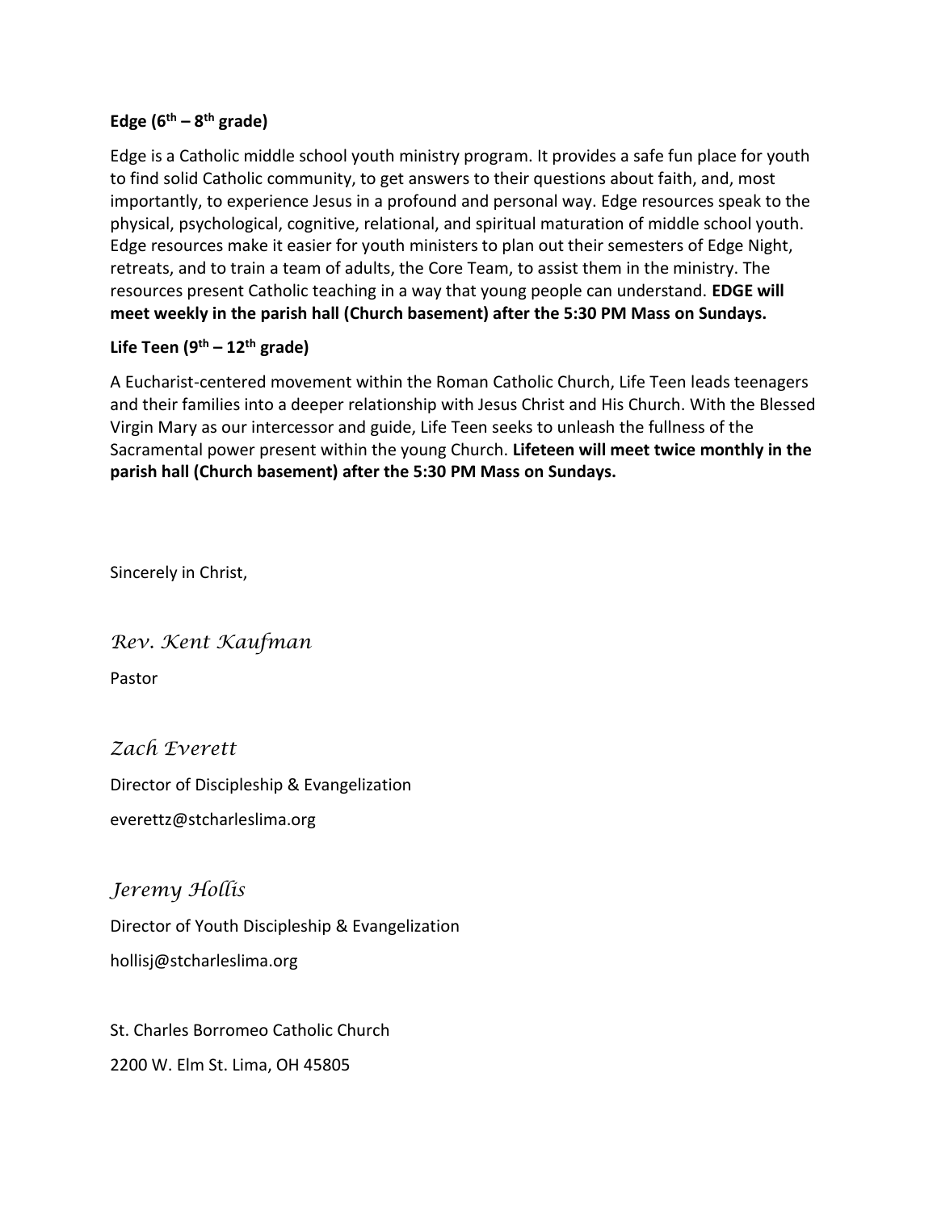**Edge (6th – 8th grade)**

Edge is a Catholic middle school youth ministry program. It provides a safe fun place for youth to find solid Catholic community, to get answers to their questions about faith, and, most importantly, to experience Jesus in a profound and personal way. Edge resources speak to the physical, psychological, cognitive, relational, and spiritual maturation of middle school youth. Edge resources make it easier for youth ministers to plan out their semesters of Edge Night, retreats, and to train a team of adults, the Core Team, to assist them in the ministry. The resources present Catholic teaching in a way that young people can understand. **EDGE will meet weekly in the parish hall (Church basement) after the 5:30 PM Mass on Sundays.**

**Life Teen (9th – 12th grade)**

A Eucharist-centered movement within the Roman Catholic Church, Life Teen leads teenagers and their families into a deeper relationship with Jesus Christ and His Church. With the Blessed Virgin Mary as our intercessor and guide, Life Teen seeks to unleash the fullness of the Sacramental power present within the young Church. **Lifeteen will meet twice monthly in the parish hall (Church basement) after the 5:30 PM Mass on Sundays.**

Sincerely in Christ,

*Rev. Kent Kaufman*

Pastor

*Zach Everett*

Director of Discipleship & Evangelization

everettz@stcharleslima.org

*Jeremy Hollis*

Director of Youth Discipleship & Evangelization

hollisj@stcharleslima.org

St. Charles Borromeo Catholic Church

2200 W. Elm St. Lima, OH 45805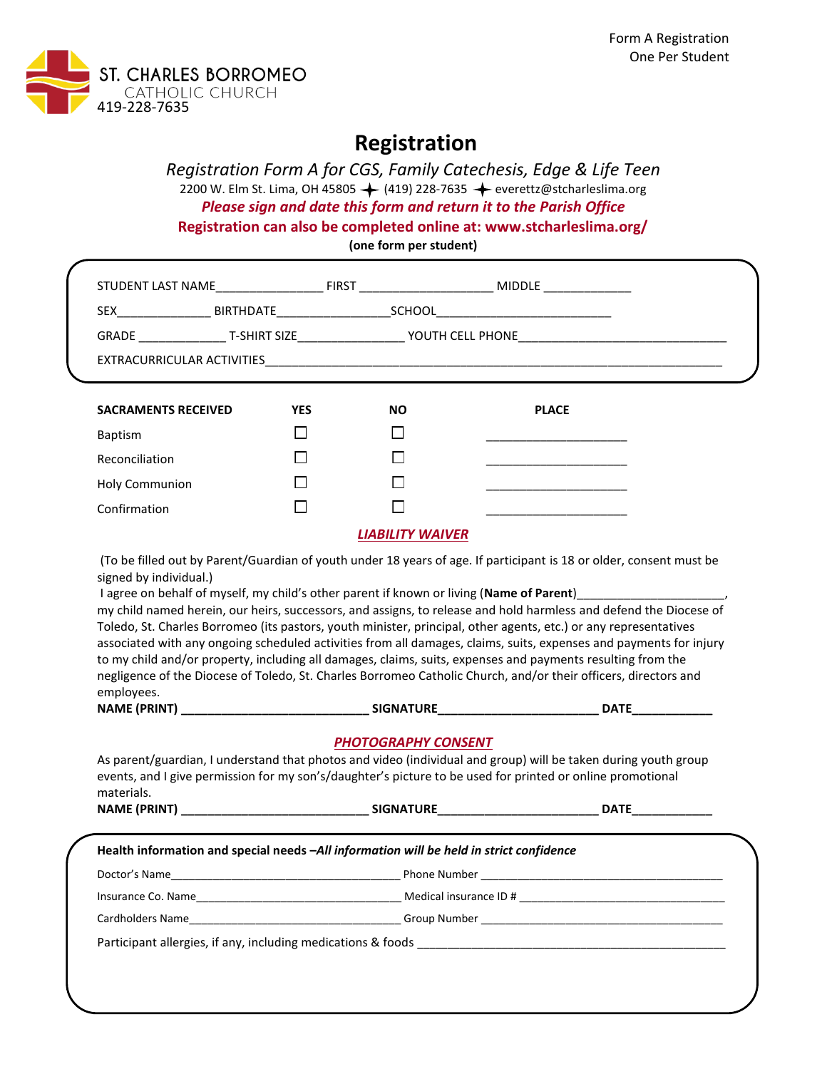Form A Registration
One Per Student

ST. CHARLES BORROMEO
CATHOLIC CHURCH
419-228-7635

# Registration

*Registration Form A for CGS, Family Catechesis, Edge & Life Teen*

2200 W. Elm St. Lima, OH 45805 ✦ (419) 228-7635 ✦ everettz@stcharleslima.org

***Please sign and date this form and return it to the Parish Office***

**Registration can also be completed online at: www.stcharleslima.org/**

**(one form per student)**

STUDENT LAST NAME_______________ FIRST ___________________ MIDDLE ____________

SEX______________ BIRTHDATE________________SCHOOL_________________________

GRADE _____________ T-SHIRT SIZE_______________ YOUTH CELL PHONE______________________________

EXTRACURRICULAR ACTIVITIES______________________________________________________________________

| SACRAMENTS RECEIVED | YES | NO | PLACE |
|---|---|---|---|
| Baptism | ☐ | ☐ | ____________________ |
| Reconciliation | ☐ | ☐ | ____________________ |
| Holy Communion | ☐ | ☐ | ____________________ |
| Confirmation | ☐ | ☐ | ____________________ |

## *LIABILITY WAIVER*

(To be filled out by Parent/Guardian of youth under 18 years of age. If participant is 18 or older, consent must be signed by individual.)

I agree on behalf of myself, my child's other parent if known or living (**Name of Parent**)______________________, my child named herein, our heirs, successors, and assigns, to release and hold harmless and defend the Diocese of Toledo, St. Charles Borromeo (its pastors, youth minister, principal, other agents, etc.) or any representatives associated with any ongoing scheduled activities from all damages, claims, suits, expenses and payments for injury to my child and/or property, including all damages, claims, suits, expenses and payments resulting from the negligence of the Diocese of Toledo, St. Charles Borromeo Catholic Church, and/or their officers, directors and employees.

**NAME (PRINT) ___________________________ SIGNATURE_______________________ DATE___________**

## *PHOTOGRAPHY CONSENT*

As parent/guardian, I understand that photos and video (individual and group) will be taken during youth group events, and I give permission for my son's/daughter's picture to be used for printed or online promotional materials.

**NAME (PRINT) ___________________________ SIGNATURE_______________________ DATE___________**

**Health information and special needs –*All information will be held in strict confidence***

Doctor's Name_________________________________ Phone Number ____________________________________

Insurance Co. Name_____________________________ Medical insurance ID # _____________________________

Cardholders Name_______________________________ Group Number ____________________________________

Participant allergies, if any, including medications & foods ___________________________________________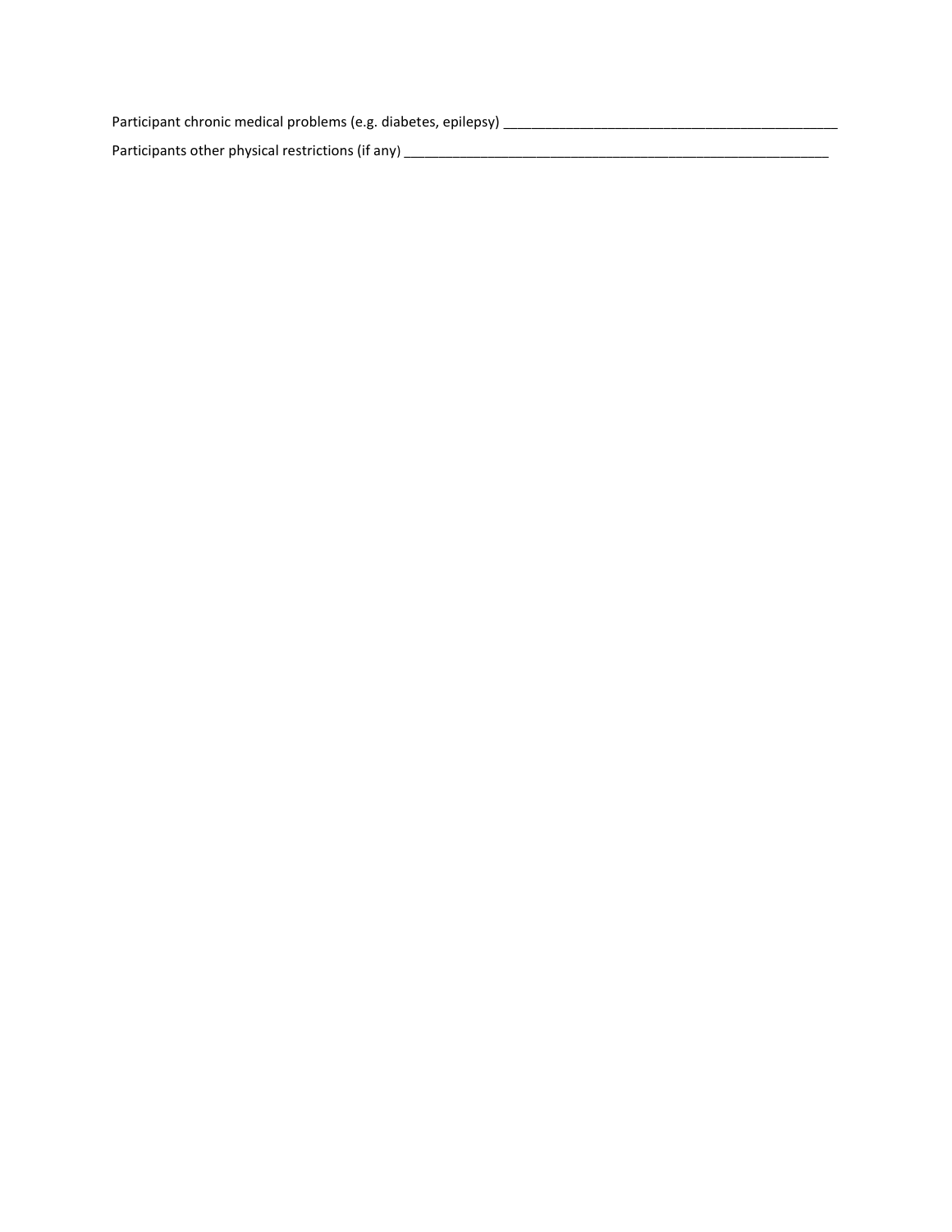Participant chronic medical problems (e.g. diabetes, epilepsy) _____________________________________________

Participants other physical restrictions (if any) ___________________________________________________________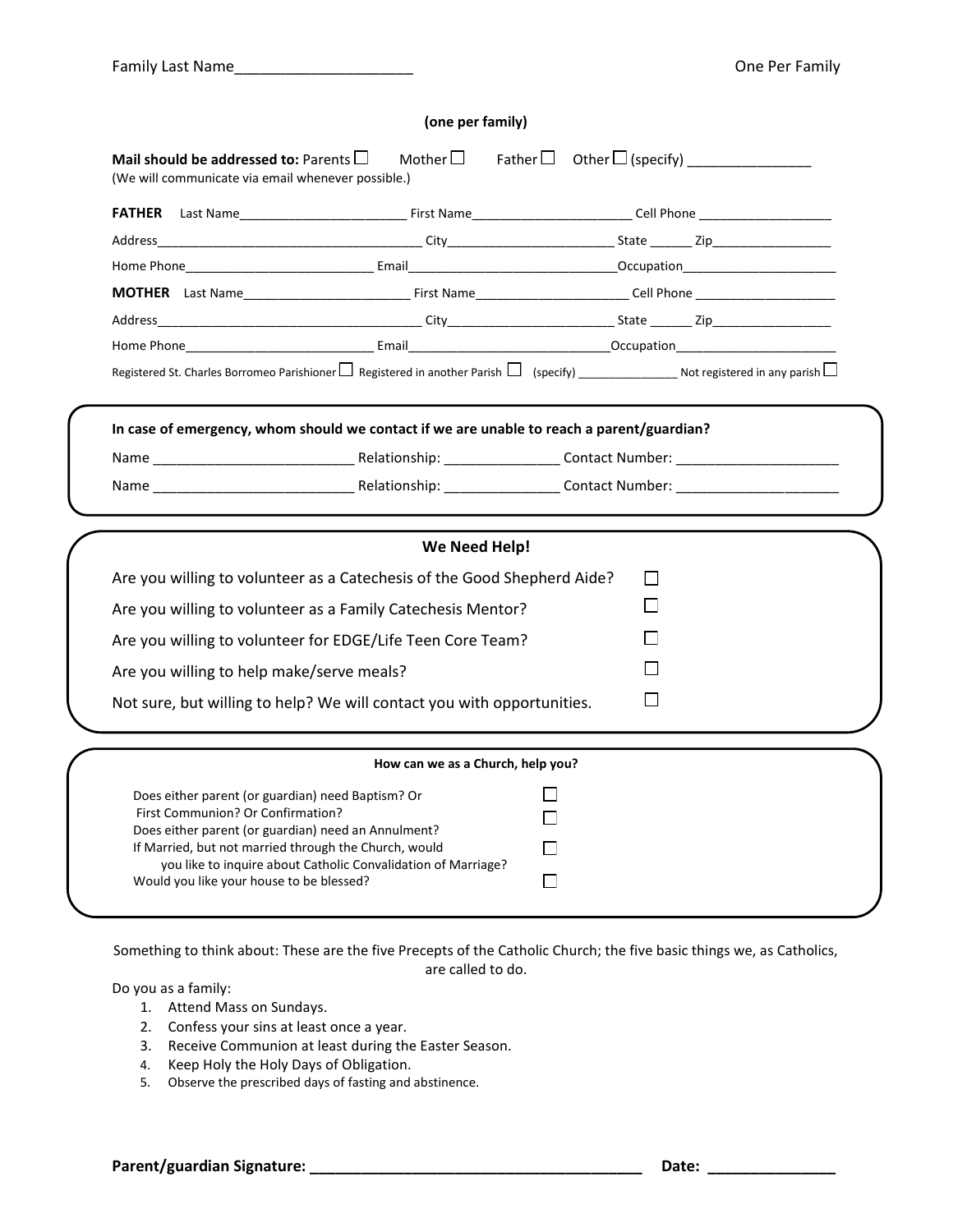Family Last Name_____________________ One Per Family

**(one per family)**

**Mail should be addressed to:** Parents ☐ Mother ☐ Father ☐ Other ☐ (specify) ________________
(We will communicate via email whenever possible.)

**FATHER** Last Name________________________ First Name______________________ Cell Phone ___________________

Address_______________________________________ City________________________ State ______ Zip_________________

Home Phone___________________________ Email______________________________Occupation______________________

**MOTHER** Last Name________________________ First Name______________________ Cell Phone ___________________

Address_______________________________________ City________________________ State ______ Zip_________________

Home Phone___________________________ Email_____________________________Occupation______________________

Registered St. Charles Borromeo Parishioner ☐ Registered in another Parish ☐ (specify) _______________ Not registered in any parish ☐

**In case of emergency, whom should we contact if we are unable to reach a parent/guardian?**

Name __________________________ Relationship: _______________ Contact Number: _____________________

Name __________________________ Relationship: _______________ Contact Number: _____________________

**We Need Help!**

Are you willing to volunteer as a Catechesis of the Good Shepherd Aide? ☐

Are you willing to volunteer as a Family Catechesis Mentor? ☐

Are you willing to volunteer for EDGE/Life Teen Core Team? ☐

Are you willing to help make/serve meals? ☐

Not sure, but willing to help? We will contact you with opportunities. ☐

**How can we as a Church, help you?**

Does either parent (or guardian) need Baptism? Or ☐
First Communion? Or Confirmation? ☐
Does either parent (or guardian) need an Annulment?
If Married, but not married through the Church, would ☐
you like to inquire about Catholic Convalidation of Marriage?
Would you like your house to be blessed? ☐

Something to think about: These are the five Precepts of the Catholic Church; the five basic things we, as Catholics, are called to do.

Do you as a family:

1. Attend Mass on Sundays.
2. Confess your sins at least once a year.
3. Receive Communion at least during the Easter Season.
4. Keep Holy the Holy Days of Obligation.
5. Observe the prescribed days of fasting and abstinence.

**Parent/guardian Signature: ________________________________________ Date: _______________**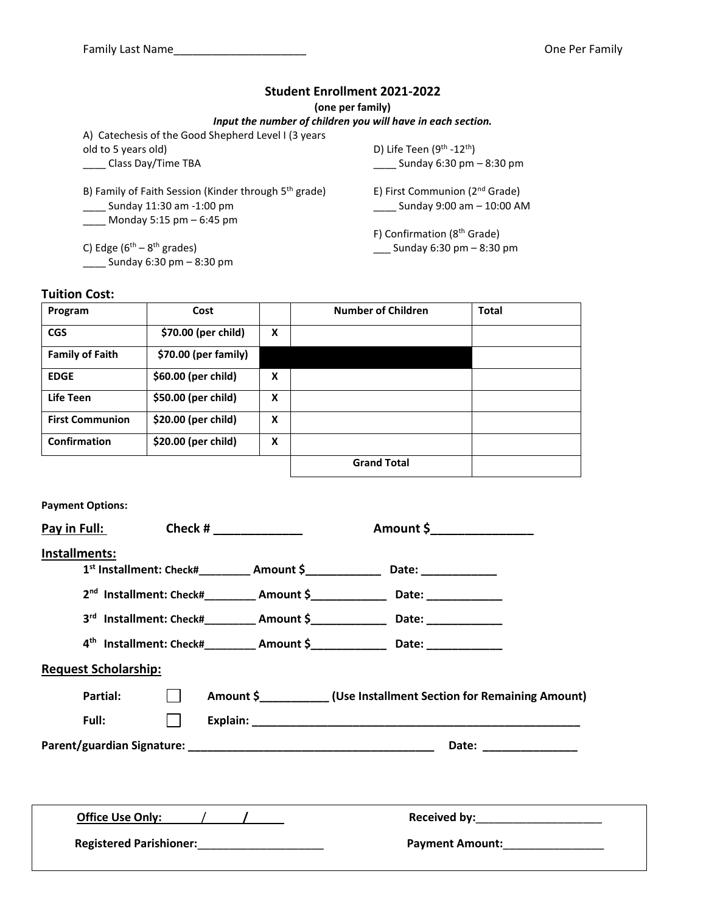Family Last Name_____________________ One Per Family

## Student Enrollment 2021-2022

**(one per family)**

***Input the number of children you will have in each section.***

A) Catechesis of the Good Shepherd Level I (3 years old to 5 years old)
____ Class Day/Time TBA

B) Family of Faith Session (Kinder through 5th grade)
____ Sunday 11:30 am -1:00 pm
____ Monday 5:15 pm – 6:45 pm

C) Edge (6th – 8th grades)
____ Sunday 6:30 pm – 8:30 pm

D) Life Teen (9th -12th)
____ Sunday 6:30 pm – 8:30 pm

E) First Communion (2nd Grade)
____ Sunday 9:00 am – 10:00 AM

F) Confirmation (8th Grade)
___ Sunday 6:30 pm – 8:30 pm

### Tuition Cost:

| Program | Cost | | Number of Children | Total |
|---|---|---|---|---|
| **CGS** | **$70.00 (per child)** | **X** | | |
| **Family of Faith** | **$70.00 (per family)** | | | |
| **EDGE** | **$60.00 (per child)** | **X** | | |
| **Life Teen** | **$50.00 (per child)** | **X** | | |
| **First Communion** | **$20.00 (per child)** | **X** | | |
| **Confirmation** | **$20.00 (per child)** | **X** | | |
| | | | **Grand Total** | |

**Payment Options:**

**Pay in Full:** **Check # _____________** **Amount $_______________**

**Installments:**

**1st Installment: Check#________ Amount $____________ Date: ____________**

**2nd Installment: Check#________ Amount $____________ Date: ____________**

**3rd Installment: Check#________ Amount $____________ Date: ____________**

**4th Installment: Check#________ Amount $____________ Date: ____________**

**Request Scholarship:**

**Partial:** ☐ **Amount $___________ (Use Installment Section for Remaining Amount)**

**Full:** ☐ **Explain: ______________________________________________________**

**Parent/guardian Signature: ________________________________________ Date: _______________**

---

**Office Use Only: ___/___/___** **Received by:____________________**

**Registered Parishioner:____________________** **Payment Amount:________________**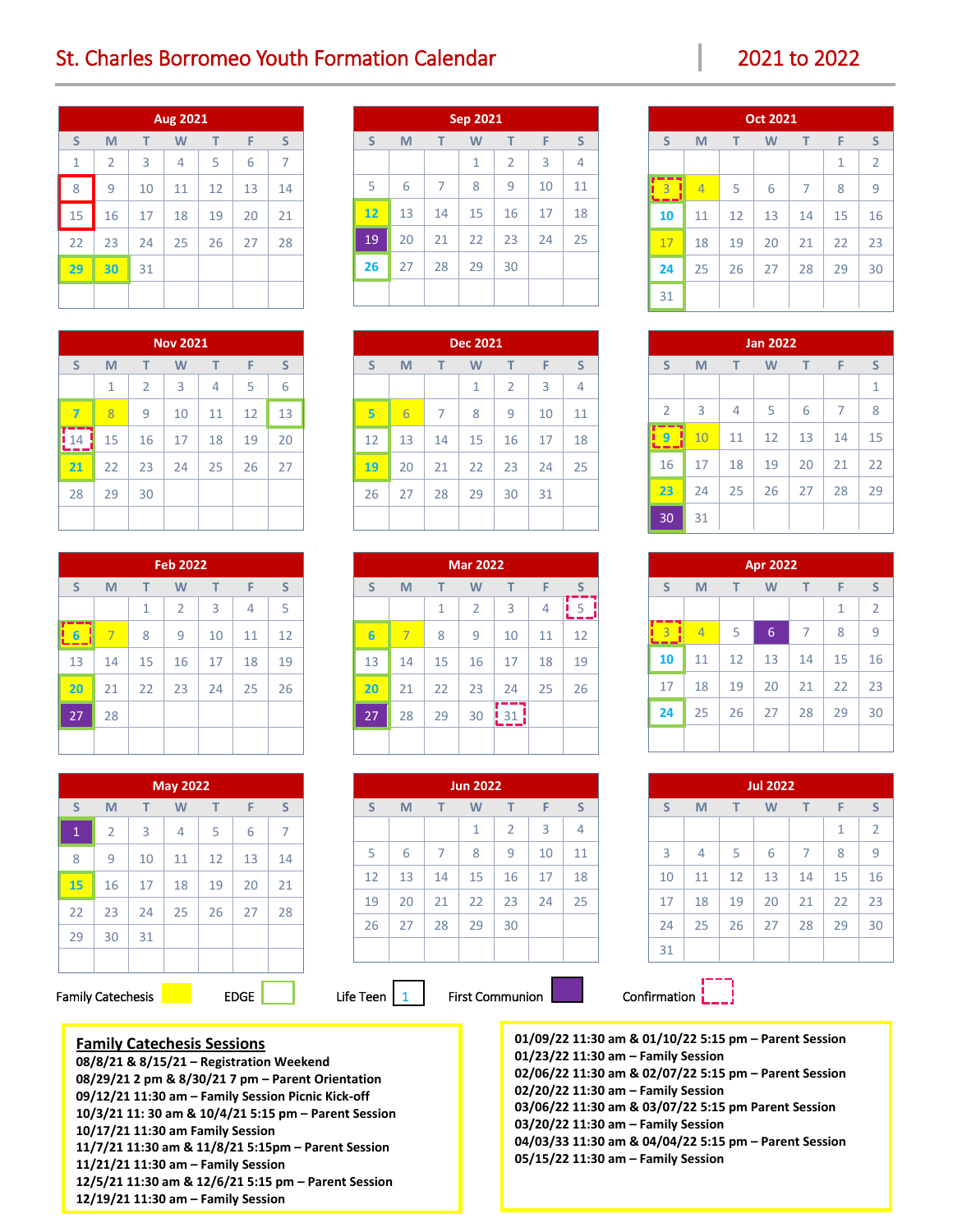# St. Charles Borromeo Youth Formation Calendar — 2021 to 2022

### Aug 2021

| S | M | T | W | T | F | S |
|---|---|---|---|---|---|---|
| 1 | 2 | 3 | 4 | 5 | 6 | 7 |
| 8 | 9 | 10 | 11 | 12 | 13 | 14 |
| 15 | 16 | 17 | 18 | 19 | 20 | 21 |
| 22 | 23 | 24 | 25 | 26 | 27 | 28 |
| 29 | 30 | 31 | | | | |

### Sep 2021

| S | M | T | W | T | F | S |
|---|---|---|---|---|---|---|
| | | | 1 | 2 | 3 | 4 |
| 5 | 6 | 7 | 8 | 9 | 10 | 11 |
| 12 | 13 | 14 | 15 | 16 | 17 | 18 |
| 19 | 20 | 21 | 22 | 23 | 24 | 25 |
| 26 | 27 | 28 | 29 | 30 | | |

### Oct 2021

| S | M | T | W | T | F | S |
|---|---|---|---|---|---|---|
| | | | | | 1 | 2 |
| 3 | 4 | 5 | 6 | 7 | 8 | 9 |
| 10 | 11 | 12 | 13 | 14 | 15 | 16 |
| 17 | 18 | 19 | 20 | 21 | 22 | 23 |
| 24 | 25 | 26 | 27 | 28 | 29 | 30 |
| 31 | | | | | | |

### Nov 2021

| S | M | T | W | T | F | S |
|---|---|---|---|---|---|---|
| | 1 | 2 | 3 | 4 | 5 | 6 |
| 7 | 8 | 9 | 10 | 11 | 12 | 13 |
| 14 | 15 | 16 | 17 | 18 | 19 | 20 |
| 21 | 22 | 23 | 24 | 25 | 26 | 27 |
| 28 | 29 | 30 | | | | |

### Dec 2021

| S | M | T | W | T | F | S |
|---|---|---|---|---|---|---|
| | | | 1 | 2 | 3 | 4 |
| 5 | 6 | 7 | 8 | 9 | 10 | 11 |
| 12 | 13 | 14 | 15 | 16 | 17 | 18 |
| 19 | 20 | 21 | 22 | 23 | 24 | 25 |
| 26 | 27 | 28 | 29 | 30 | 31 | |

### Jan 2022

| S | M | T | W | T | F | S |
|---|---|---|---|---|---|---|
| | | | | | | 1 |
| 2 | 3 | 4 | 5 | 6 | 7 | 8 |
| 9 | 10 | 11 | 12 | 13 | 14 | 15 |
| 16 | 17 | 18 | 19 | 20 | 21 | 22 |
| 23 | 24 | 25 | 26 | 27 | 28 | 29 |
| 30 | 31 | | | | | |

### Feb 2022

| S | M | T | W | T | F | S |
|---|---|---|---|---|---|---|
| | | 1 | 2 | 3 | 4 | 5 |
| 6 | 7 | 8 | 9 | 10 | 11 | 12 |
| 13 | 14 | 15 | 16 | 17 | 18 | 19 |
| 20 | 21 | 22 | 23 | 24 | 25 | 26 |
| 27 | 28 | | | | | |

### Mar 2022

| S | M | T | W | T | F | S |
|---|---|---|---|---|---|---|
| | | 1 | 2 | 3 | 4 | 5 |
| 6 | 7 | 8 | 9 | 10 | 11 | 12 |
| 13 | 14 | 15 | 16 | 17 | 18 | 19 |
| 20 | 21 | 22 | 23 | 24 | 25 | 26 |
| 27 | 28 | 29 | 30 | 31 | | |

### Apr 2022

| S | M | T | W | T | F | S |
|---|---|---|---|---|---|---|
| | | | | | 1 | 2 |
| 3 | 4 | 5 | 6 | 7 | 8 | 9 |
| 10 | 11 | 12 | 13 | 14 | 15 | 16 |
| 17 | 18 | 19 | 20 | 21 | 22 | 23 |
| 24 | 25 | 26 | 27 | 28 | 29 | 30 |

### May 2022

| S | M | T | W | T | F | S |
|---|---|---|---|---|---|---|
| 1 | 2 | 3 | 4 | 5 | 6 | 7 |
| 8 | 9 | 10 | 11 | 12 | 13 | 14 |
| 15 | 16 | 17 | 18 | 19 | 20 | 21 |
| 22 | 23 | 24 | 25 | 26 | 27 | 28 |
| 29 | 30 | 31 | | | | |

### Jun 2022

| S | M | T | W | T | F | S |
|---|---|---|---|---|---|---|
| | | | 1 | 2 | 3 | 4 |
| 5 | 6 | 7 | 8 | 9 | 10 | 11 |
| 12 | 13 | 14 | 15 | 16 | 17 | 18 |
| 19 | 20 | 21 | 22 | 23 | 24 | 25 |
| 26 | 27 | 28 | 29 | 30 | | |

### Jul 2022

| S | M | T | W | T | F | S |
|---|---|---|---|---|---|---|
| | | | | | 1 | 2 |
| 3 | 4 | 5 | 6 | 7 | 8 | 9 |
| 10 | 11 | 12 | 13 | 14 | 15 | 16 |
| 17 | 18 | 19 | 20 | 21 | 22 | 23 |
| 24 | 25 | 26 | 27 | 28 | 29 | 30 |
| 31 | | | | | | |

Family Catechesis | EDGE | Life Teen | First Communion | Confirmation

**Family Catechesis Sessions**

**08/8/21 & 8/15/21 – Registration Weekend**
**08/29/21 2 pm & 8/30/21 7 pm – Parent Orientation**
**09/12/21 11:30 am – Family Session Picnic Kick-off**
**10/3/21 11: 30 am & 10/4/21 5:15 pm – Parent Session**
**10/17/21 11:30 am Family Session**
**11/7/21 11:30 am & 11/8/21 5:15pm – Parent Session**
**11/21/21 11:30 am – Family Session**
**12/5/21 11:30 am & 12/6/21 5:15 pm – Parent Session**
**12/19/21 11:30 am – Family Session**

**01/09/22 11:30 am & 01/10/22 5:15 pm – Parent Session**
**01/23/22 11:30 am – Family Session**
**02/06/22 11:30 am & 02/07/22 5:15 pm – Parent Session**
**02/20/22 11:30 am – Family Session**
**03/06/22 11:30 am & 03/07/22 5:15 pm Parent Session**
**03/20/22 11:30 am – Family Session**
**04/03/33 11:30 am & 04/04/22 5:15 pm – Parent Session**
**05/15/22 11:30 am – Family Session**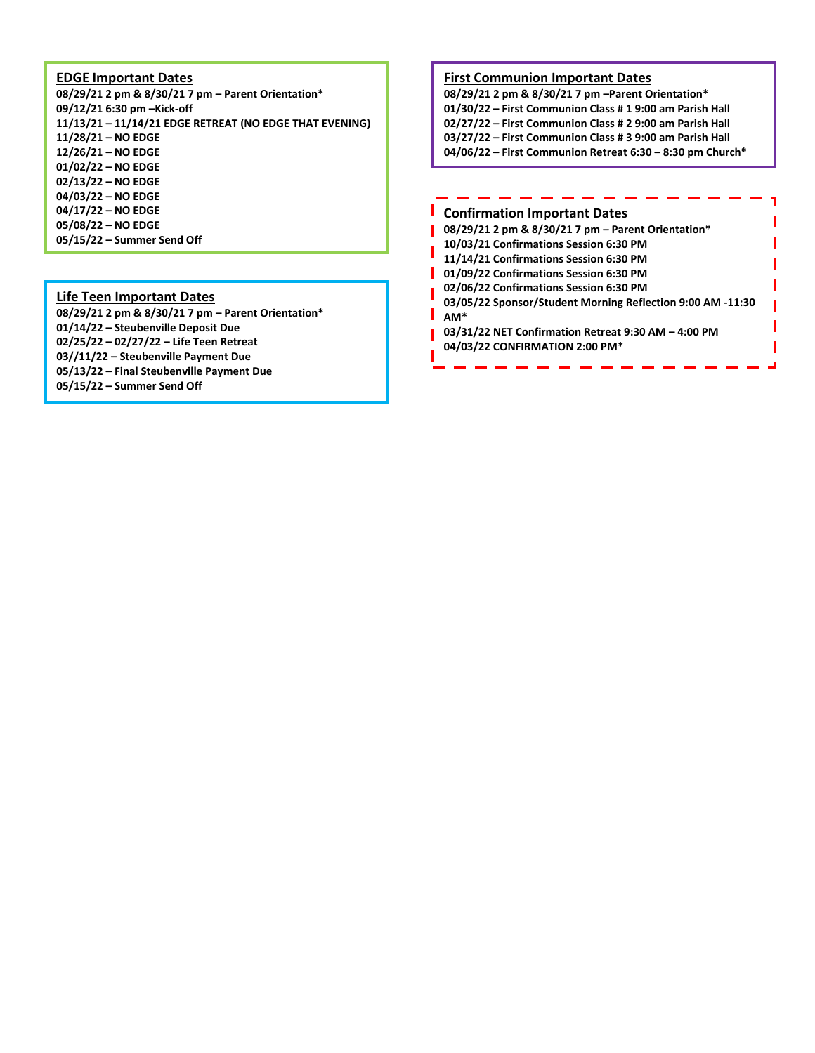## EDGE Important Dates

**08/29/21 2 pm & 8/30/21 7 pm – Parent Orientation***
**09/12/21 6:30 pm –Kick-off**
**11/13/21 – 11/14/21 EDGE RETREAT (NO EDGE THAT EVENING)**
**11/28/21 – NO EDGE**
**12/26/21 – NO EDGE**
**01/02/22 – NO EDGE**
**02/13/22 – NO EDGE**
**04/03/22 – NO EDGE**
**04/17/22 – NO EDGE**
**05/08/22 – NO EDGE**
**05/15/22 – Summer Send Off**

## Life Teen Important Dates

**08/29/21 2 pm & 8/30/21 7 pm – Parent Orientation***
**01/14/22 – Steubenville Deposit Due**
**02/25/22 – 02/27/22 – Life Teen Retreat**
**03//11/22 – Steubenville Payment Due**
**05/13/22 – Final Steubenville Payment Due**
**05/15/22 – Summer Send Off**

## First Communion Important Dates

**08/29/21 2 pm & 8/30/21 7 pm –Parent Orientation***
**01/30/22 – First Communion Class # 1 9:00 am Parish Hall**
**02/27/22 – First Communion Class # 2 9:00 am Parish Hall**
**03/27/22 – First Communion Class # 3 9:00 am Parish Hall**
**04/06/22 – First Communion Retreat 6:30 – 8:30 pm Church***

## Confirmation Important Dates

**08/29/21 2 pm & 8/30/21 7 pm – Parent Orientation***
**10/03/21 Confirmations Session 6:30 PM**
**11/14/21 Confirmations Session 6:30 PM**
**01/09/22 Confirmations Session 6:30 PM**
**02/06/22 Confirmations Session 6:30 PM**
**03/05/22 Sponsor/Student Morning Reflection 9:00 AM -11:30 AM***
**03/31/22 NET Confirmation Retreat 9:30 AM – 4:00 PM**
**04/03/22 CONFIRMATION 2:00 PM***